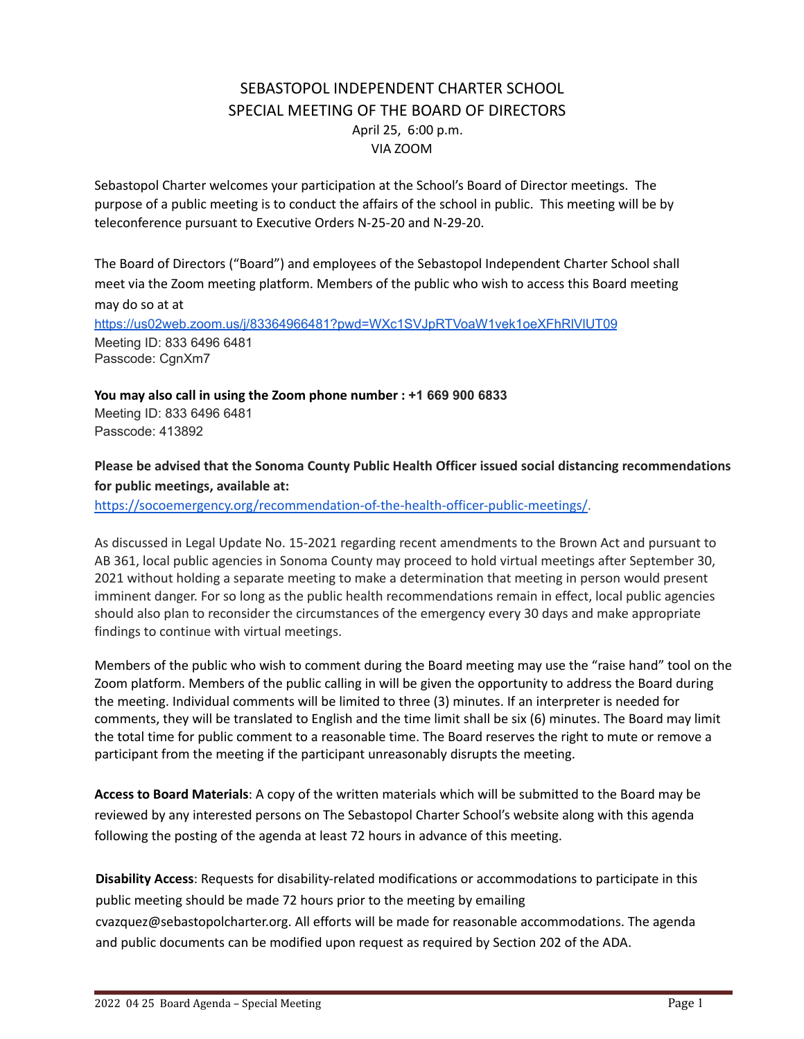# SEBASTOPOL INDEPENDENT CHARTER SCHOOL
## SPECIAL MEETING OF THE BOARD OF DIRECTORS

April 25, 6:00 p.m.
VIA ZOOM

Sebastopol Charter welcomes your participation at the School's Board of Director meetings. The purpose of a public meeting is to conduct the affairs of the school in public. This meeting will be by teleconference pursuant to Executive Orders N-25-20 and N-29-20.

The Board of Directors ("Board") and employees of the Sebastopol Independent Charter School shall meet via the Zoom meeting platform. Members of the public who wish to access this Board meeting may do so at at
https://us02web.zoom.us/j/83364966481?pwd=WXc1SVJpRTVoaW1vek1oeXFhRlVlUT09
Meeting ID: 833 6496 6481
Passcode: CgnXm7

**You may also call in using the Zoom phone number : +1 669 900 6833**
Meeting ID: 833 6496 6481
Passcode: 413892

**Please be advised that the Sonoma County Public Health Officer issued social distancing recommendations for public meetings, available at:**
https://socoemergency.org/recommendation-of-the-health-officer-public-meetings/.

As discussed in Legal Update No. 15-2021 regarding recent amendments to the Brown Act and pursuant to AB 361, local public agencies in Sonoma County may proceed to hold virtual meetings after September 30, 2021 without holding a separate meeting to make a determination that meeting in person would present imminent danger. For so long as the public health recommendations remain in effect, local public agencies should also plan to reconsider the circumstances of the emergency every 30 days and make appropriate findings to continue with virtual meetings.

Members of the public who wish to comment during the Board meeting may use the "raise hand" tool on the Zoom platform. Members of the public calling in will be given the opportunity to address the Board during the meeting. Individual comments will be limited to three (3) minutes. If an interpreter is needed for comments, they will be translated to English and the time limit shall be six (6) minutes. The Board may limit the total time for public comment to a reasonable time. The Board reserves the right to mute or remove a participant from the meeting if the participant unreasonably disrupts the meeting.

**Access to Board Materials**: A copy of the written materials which will be submitted to the Board may be reviewed by any interested persons on The Sebastopol Charter School's website along with this agenda following the posting of the agenda at least 72 hours in advance of this meeting.

**Disability Access**: Requests for disability-related modifications or accommodations to participate in this public meeting should be made 72 hours prior to the meeting by emailing cvazquez@sebastopolcharter.org. All efforts will be made for reasonable accommodations. The agenda and public documents can be modified upon request as required by Section 202 of the ADA.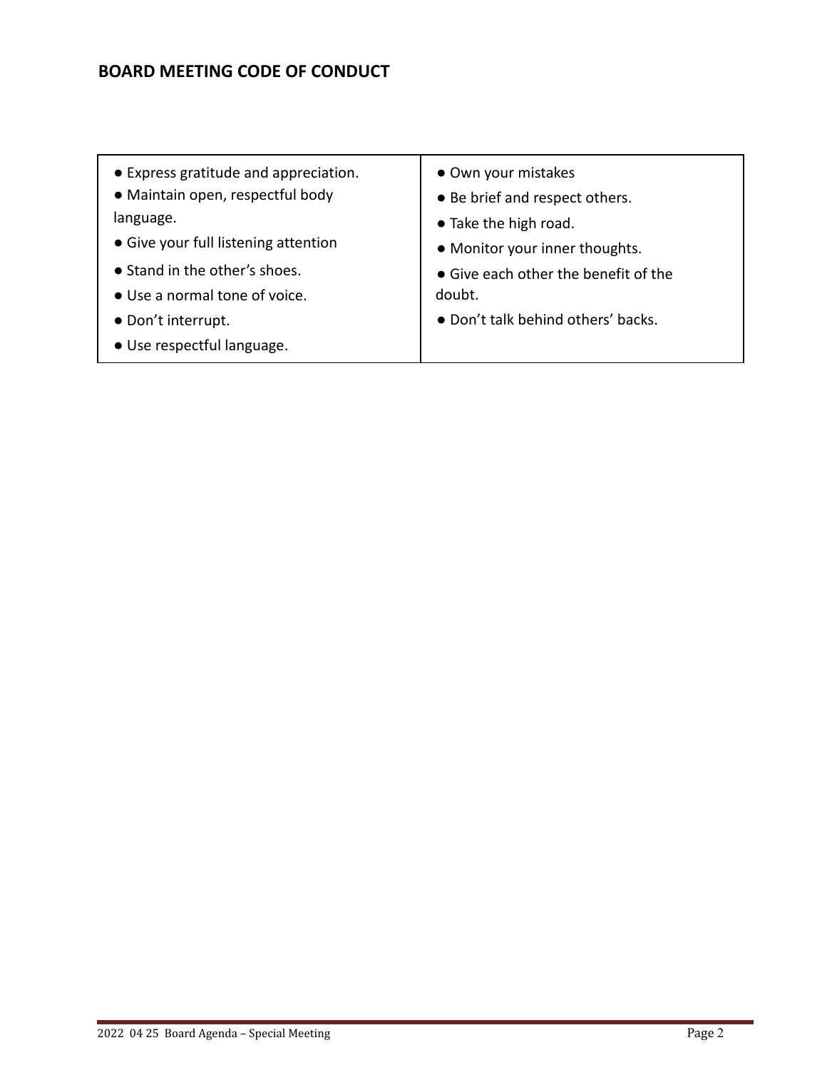## BOARD MEETING CODE OF CONDUCT

| | |
|---|---|
| ● Express gratitude and appreciation.<br>● Maintain open, respectful body language.<br>● Give your full listening attention<br>● Stand in the other's shoes.<br>● Use a normal tone of voice.<br>● Don't interrupt.<br>● Use respectful language. | ● Own your mistakes<br>● Be brief and respect others.<br>● Take the high road.<br>● Monitor your inner thoughts.<br>● Give each other the benefit of the doubt.<br>● Don't talk behind others' backs. |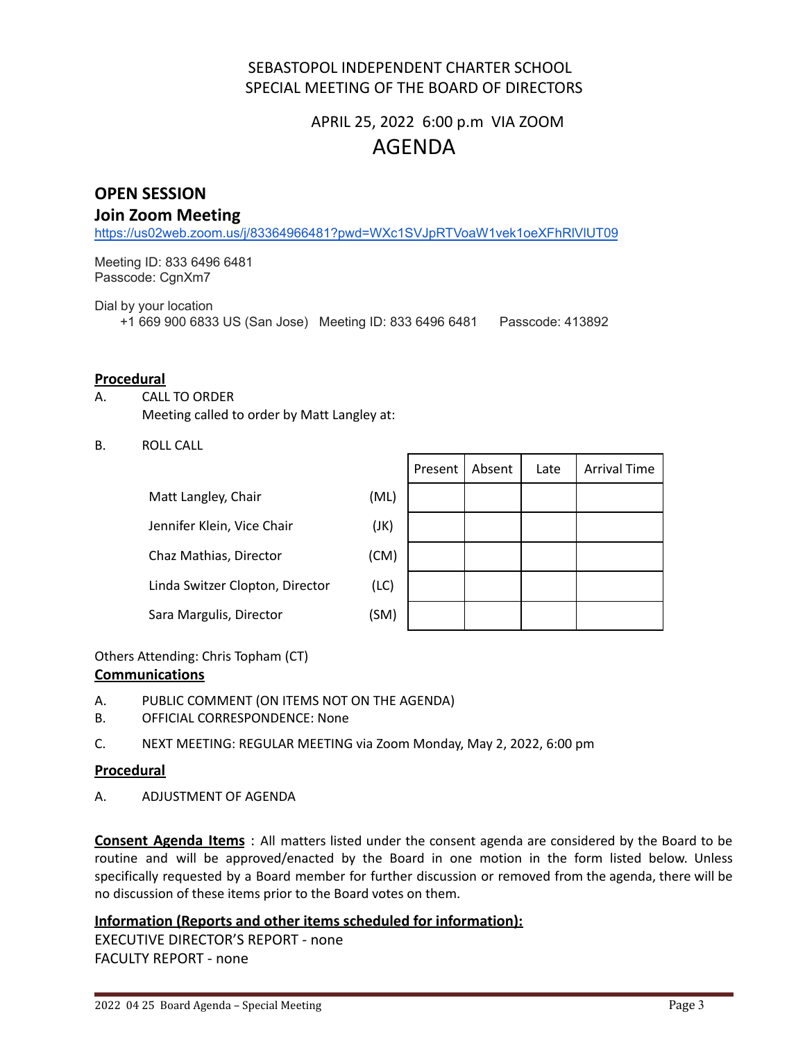SEBASTOPOL INDEPENDENT CHARTER SCHOOL
SPECIAL MEETING OF THE BOARD OF DIRECTORS

APRIL 25, 2022 6:00 p.m VIA ZOOM

# AGENDA

## OPEN SESSION

## Join Zoom Meeting

https://us02web.zoom.us/j/83364966481?pwd=WXc1SVJpRTVoaW1vek1oeXFhRlVlUT09

Meeting ID: 833 6496 6481
Passcode: CgnXm7

Dial by your location
+1 669 900 6833 US (San Jose) Meeting ID: 833 6496 6481 Passcode: 413892

**Procedural**

A. CALL TO ORDER
Meeting called to order by Matt Langley at:

B. ROLL CALL

| | | Present | Absent | Late | Arrival Time |
|---|---|---|---|---|---|
| Matt Langley, Chair | (ML) | | | | |
| Jennifer Klein, Vice Chair | (JK) | | | | |
| Chaz Mathias, Director | (CM) | | | | |
| Linda Switzer Clopton, Director | (LC) | | | | |
| Sara Margulis, Director | (SM) | | | | |

Others Attending: Chris Topham (CT)

**Communications**

A. PUBLIC COMMENT (ON ITEMS NOT ON THE AGENDA)
B. OFFICIAL CORRESPONDENCE: None
C. NEXT MEETING: REGULAR MEETING via Zoom Monday, May 2, 2022, 6:00 pm

**Procedural**

A. ADJUSTMENT OF AGENDA

**Consent Agenda Items** : All matters listed under the consent agenda are considered by the Board to be routine and will be approved/enacted by the Board in one motion in the form listed below. Unless specifically requested by a Board member for further discussion or removed from the agenda, there will be no discussion of these items prior to the Board votes on them.

**Information (Reports and other items scheduled for information):**

EXECUTIVE DIRECTOR'S REPORT - none
FACULTY REPORT - none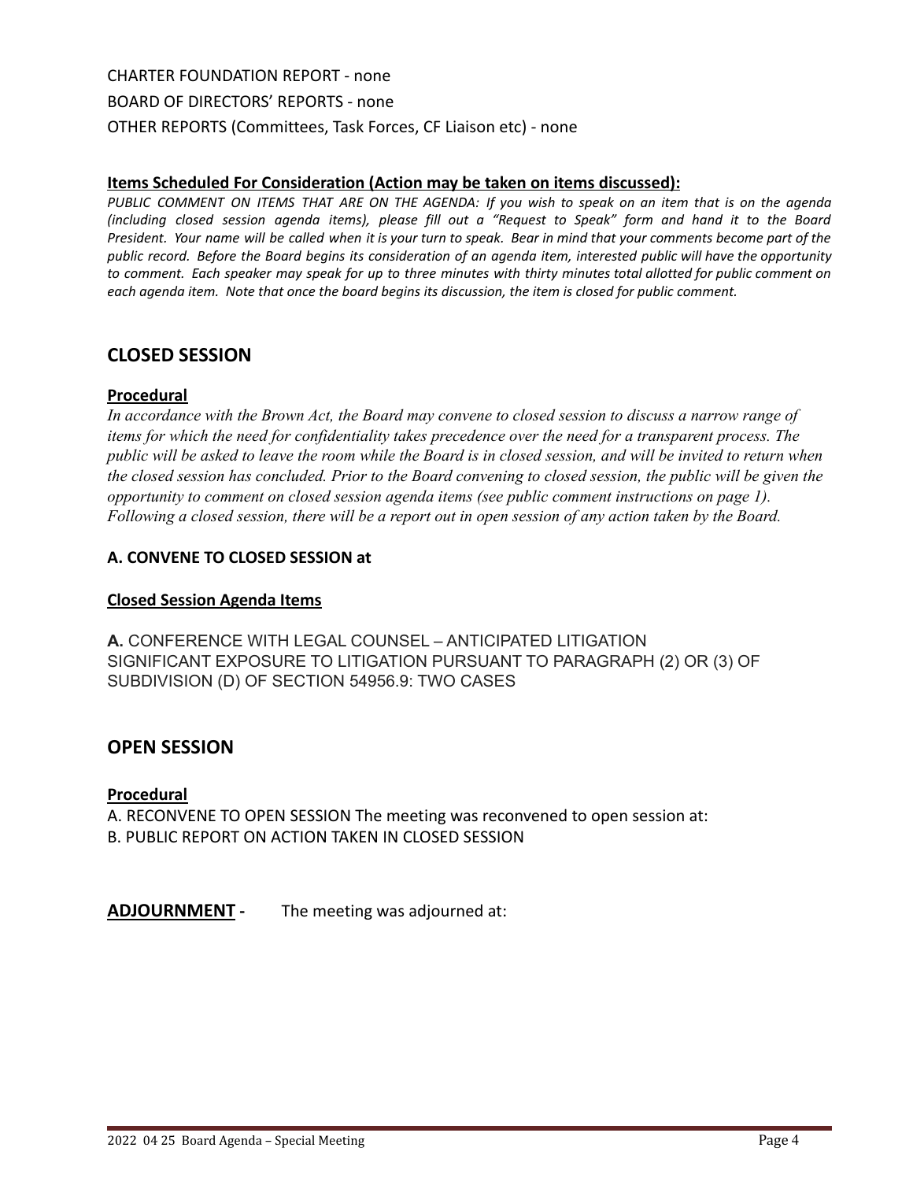CHARTER FOUNDATION REPORT - none

BOARD OF DIRECTORS' REPORTS - none

OTHER REPORTS (Committees, Task Forces, CF Liaison etc) - none

**Items Scheduled For Consideration (Action may be taken on items discussed):**

*PUBLIC COMMENT ON ITEMS THAT ARE ON THE AGENDA: If you wish to speak on an item that is on the agenda (including closed session agenda items), please fill out a "Request to Speak" form and hand it to the Board President. Your name will be called when it is your turn to speak. Bear in mind that your comments become part of the public record. Before the Board begins its consideration of an agenda item, interested public will have the opportunity to comment. Each speaker may speak for up to three minutes with thirty minutes total allotted for public comment on each agenda item. Note that once the board begins its discussion, the item is closed for public comment.*

## CLOSED SESSION

**Procedural**

*In accordance with the Brown Act, the Board may convene to closed session to discuss a narrow range of items for which the need for confidentiality takes precedence over the need for a transparent process. The public will be asked to leave the room while the Board is in closed session, and will be invited to return when the closed session has concluded. Prior to the Board convening to closed session, the public will be given the opportunity to comment on closed session agenda items (see public comment instructions on page 1). Following a closed session, there will be a report out in open session of any action taken by the Board.*

**A. CONVENE TO CLOSED SESSION at**

**Closed Session Agenda Items**

**A.** CONFERENCE WITH LEGAL COUNSEL – ANTICIPATED LITIGATION
SIGNIFICANT EXPOSURE TO LITIGATION PURSUANT TO PARAGRAPH (2) OR (3) OF SUBDIVISION (D) OF SECTION 54956.9: TWO CASES

## OPEN SESSION

**Procedural**

A. RECONVENE TO OPEN SESSION The meeting was reconvened to open session at:

B. PUBLIC REPORT ON ACTION TAKEN IN CLOSED SESSION

**ADJOURNMENT -** The meeting was adjourned at: